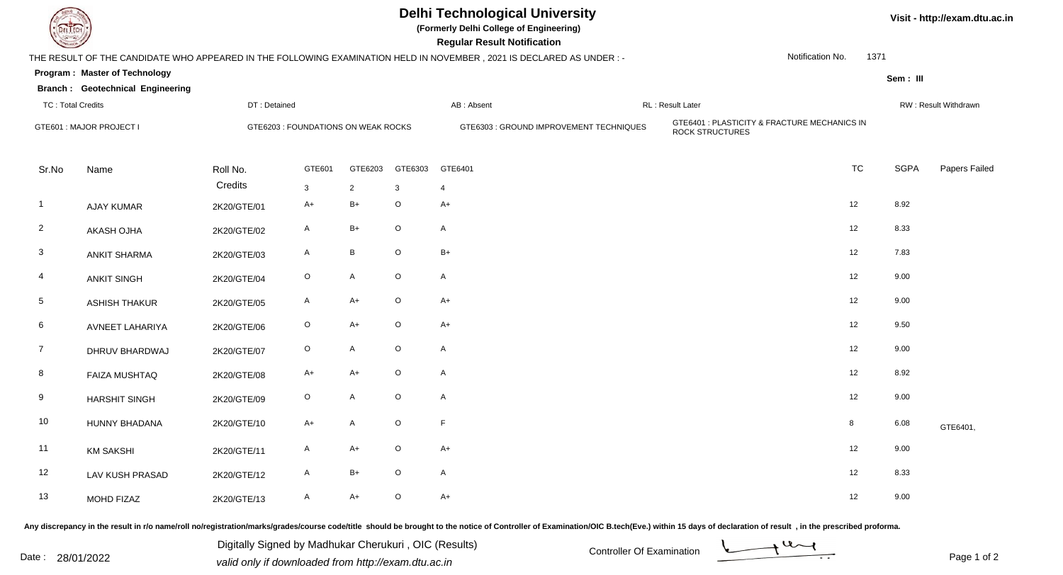# Delhi Technological University

**(Formerly Delhi College of Engineering)**

**Regular Result Notification**

Visit - http://exam.dtu.ac.in

THE RESULT OF THE CANDIDATE WHO APPEARED IN THE FOLLOWING EXAMINATION HELD IN NOVEMBER , 2021 IS DECLARED AS UNDER : -

Notification No. 1371

**Program : Master of Technology**

**Sem : III**

**Branch : Geotechnical Engineering**

TC : Total Credits | DT : Detained | AB : Absent | RL : Result Later | RW : Result Withdrawn

GTE601 : MAJOR PROJECT I | GTE6203 : FOUNDATIONS ON WEAK ROCKS | GTE6303 : GROUND IMPROVEMENT TECHNIQUES | GTE6401 : PLASTICITY & FRACTURE MECHANICS IN ROCK STRUCTURES

| Sr.No | Name | Roll No. | GTE601 | GTE6203 | GTE6303 | GTE6401 | TC | SGPA | Papers Failed |
|---|---|---|---|---|---|---|---|---|---|
| | | Credits | 3 | 2 | 3 | 4 | | | |
| 1 | AJAY KUMAR | 2K20/GTE/01 | A+ | B+ | O | A+ | 12 | 8.92 | |
| 2 | AKASH OJHA | 2K20/GTE/02 | A | B+ | O | A | 12 | 8.33 | |
| 3 | ANKIT SHARMA | 2K20/GTE/03 | A | B | O | B+ | 12 | 7.83 | |
| 4 | ANKIT SINGH | 2K20/GTE/04 | O | A | O | A | 12 | 9.00 | |
| 5 | ASHISH THAKUR | 2K20/GTE/05 | A | A+ | O | A+ | 12 | 9.00 | |
| 6 | AVNEET LAHARIYA | 2K20/GTE/06 | O | A+ | O | A+ | 12 | 9.50 | |
| 7 | DHRUV BHARDWAJ | 2K20/GTE/07 | O | A | O | A | 12 | 9.00 | |
| 8 | FAIZA MUSHTAQ | 2K20/GTE/08 | A+ | A+ | O | A | 12 | 8.92 | |
| 9 | HARSHIT SINGH | 2K20/GTE/09 | O | A | O | A | 12 | 9.00 | |
| 10 | HUNNY BHADANA | 2K20/GTE/10 | A+ | A | O | F | 8 | 6.08 | GTE6401, |
| 11 | KM SAKSHI | 2K20/GTE/11 | A | A+ | O | A+ | 12 | 9.00 | |
| 12 | LAV KUSH PRASAD | 2K20/GTE/12 | A | B+ | O | A | 12 | 8.33 | |
| 13 | MOHD FIZAZ | 2K20/GTE/13 | A | A+ | O | A+ | 12 | 9.00 | |

Any discrepancy in the result in r/o name/roll no/registration/marks/grades/course code/title should be brought to the notice of Controller of Examination/OIC B.tech(Eve.) within 15 days of declaration of result , in the prescribed proforma.

Date : 28/01/2022

Digitally Signed by Madhukar Cherukuri , OIC (Results)

valid only if downloaded from http://exam.dtu.ac.in

Controller Of Examination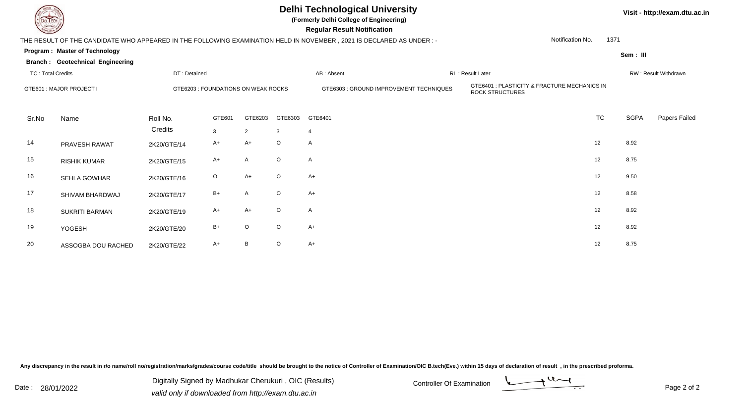# Delhi Technological University

**(Formerly Delhi College of Engineering)**

**Regular Result Notification**

Visit - http://exam.dtu.ac.in

THE RESULT OF THE CANDIDATE WHO APPEARED IN THE FOLLOWING EXAMINATION HELD IN NOVEMBER , 2021 IS DECLARED AS UNDER : -

Notification No. 1371

**Program : Master of Technology**

**Sem : III**

**Branch : Geotechnical Engineering**

TC : Total Credits | DT : Detained | AB : Absent | RL : Result Later | RW : Result Withdrawn

GTE601 : MAJOR PROJECT I | GTE6203 : FOUNDATIONS ON WEAK ROCKS | GTE6303 : GROUND IMPROVEMENT TECHNIQUES | GTE6401 : PLASTICITY & FRACTURE MECHANICS IN ROCK STRUCTURES

| Sr.No | Name | Roll No. | GTE601 | GTE6203 | GTE6303 | GTE6401 | TC | SGPA | Papers Failed |
|---|---|---|---|---|---|---|---|---|---|
| | | Credits | 3 | 2 | 3 | 4 | | | |
| 14 | PRAVESH RAWAT | 2K20/GTE/14 | A+ | A+ | O | A | 12 | 8.92 | |
| 15 | RISHIK KUMAR | 2K20/GTE/15 | A+ | A | O | A | 12 | 8.75 | |
| 16 | SEHLA GOWHAR | 2K20/GTE/16 | O | A+ | O | A+ | 12 | 9.50 | |
| 17 | SHIVAM BHARDWAJ | 2K20/GTE/17 | B+ | A | O | A+ | 12 | 8.58 | |
| 18 | SUKRITI BARMAN | 2K20/GTE/19 | A+ | A+ | O | A | 12 | 8.92 | |
| 19 | YOGESH | 2K20/GTE/20 | B+ | O | O | A+ | 12 | 8.92 | |
| 20 | ASSOGBA DOU RACHED | 2K20/GTE/22 | A+ | B | O | A+ | 12 | 8.75 | |

Any discrepancy in the result in r/o name/roll no/registration/marks/grades/course code/title should be brought to the notice of Controller of Examination/OIC B.tech(Eve.) within 15 days of declaration of result , in the prescribed proforma.

Date : 28/01/2022

Digitally Signed by Madhukar Cherukuri , OIC (Results)

*valid only if downloaded from http://exam.dtu.ac.in*

Controller Of Examination